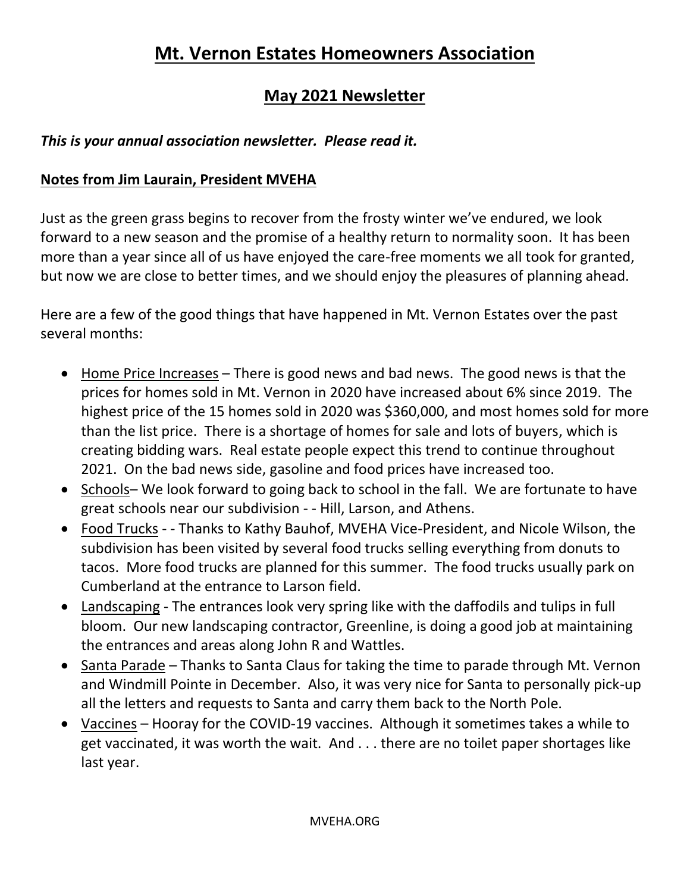# Mt. Vernon Estates Homeowners Association

## May 2021 Newsletter

***This is your annual association newsletter. Please read it.***

**Notes from Jim Laurain, President MVEHA**

Just as the green grass begins to recover from the frosty winter we've endured, we look forward to a new season and the promise of a healthy return to normality soon. It has been more than a year since all of us have enjoyed the care-free moments we all took for granted, but now we are close to better times, and we should enjoy the pleasures of planning ahead.

Here are a few of the good things that have happened in Mt. Vernon Estates over the past several months:

- Home Price Increases – There is good news and bad news. The good news is that the prices for homes sold in Mt. Vernon in 2020 have increased about 6% since 2019. The highest price of the 15 homes sold in 2020 was $360,000, and most homes sold for more than the list price. There is a shortage of homes for sale and lots of buyers, which is creating bidding wars. Real estate people expect this trend to continue throughout 2021. On the bad news side, gasoline and food prices have increased too.
- Schools– We look forward to going back to school in the fall. We are fortunate to have great schools near our subdivision - - Hill, Larson, and Athens.
- Food Trucks - - Thanks to Kathy Bauhof, MVEHA Vice-President, and Nicole Wilson, the subdivision has been visited by several food trucks selling everything from donuts to tacos. More food trucks are planned for this summer. The food trucks usually park on Cumberland at the entrance to Larson field.
- Landscaping - The entrances look very spring like with the daffodils and tulips in full bloom. Our new landscaping contractor, Greenline, is doing a good job at maintaining the entrances and areas along John R and Wattles.
- Santa Parade – Thanks to Santa Claus for taking the time to parade through Mt. Vernon and Windmill Pointe in December. Also, it was very nice for Santa to personally pick-up all the letters and requests to Santa and carry them back to the North Pole.
- Vaccines – Hooray for the COVID-19 vaccines. Although it sometimes takes a while to get vaccinated, it was worth the wait. And . . . there are no toilet paper shortages like last year.

MVEHA.ORG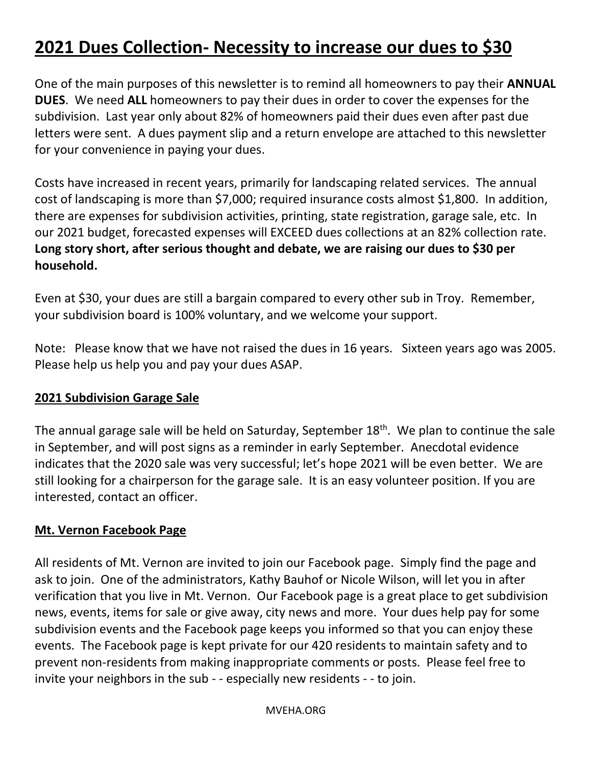# 2021 Dues Collection- Necessity to increase our dues to $30

One of the main purposes of this newsletter is to remind all homeowners to pay their **ANNUAL DUES**. We need **ALL** homeowners to pay their dues in order to cover the expenses for the subdivision. Last year only about 82% of homeowners paid their dues even after past due letters were sent. A dues payment slip and a return envelope are attached to this newsletter for your convenience in paying your dues.

Costs have increased in recent years, primarily for landscaping related services. The annual cost of landscaping is more than $7,000; required insurance costs almost $1,800. In addition, there are expenses for subdivision activities, printing, state registration, garage sale, etc. In our 2021 budget, forecasted expenses will EXCEED dues collections at an 82% collection rate. **Long story short, after serious thought and debate, we are raising our dues to $30 per household.**

Even at $30, your dues are still a bargain compared to every other sub in Troy. Remember, your subdivision board is 100% voluntary, and we welcome your support.

Note: Please know that we have not raised the dues in 16 years. Sixteen years ago was 2005. Please help us help you and pay your dues ASAP.

## 2021 Subdivision Garage Sale

The annual garage sale will be held on Saturday, September 18th. We plan to continue the sale in September, and will post signs as a reminder in early September. Anecdotal evidence indicates that the 2020 sale was very successful; let's hope 2021 will be even better. We are still looking for a chairperson for the garage sale. It is an easy volunteer position. If you are interested, contact an officer.

## Mt. Vernon Facebook Page

All residents of Mt. Vernon are invited to join our Facebook page. Simply find the page and ask to join. One of the administrators, Kathy Bauhof or Nicole Wilson, will let you in after verification that you live in Mt. Vernon. Our Facebook page is a great place to get subdivision news, events, items for sale or give away, city news and more. Your dues help pay for some subdivision events and the Facebook page keeps you informed so that you can enjoy these events. The Facebook page is kept private for our 420 residents to maintain safety and to prevent non-residents from making inappropriate comments or posts. Please feel free to invite your neighbors in the sub - - especially new residents - - to join.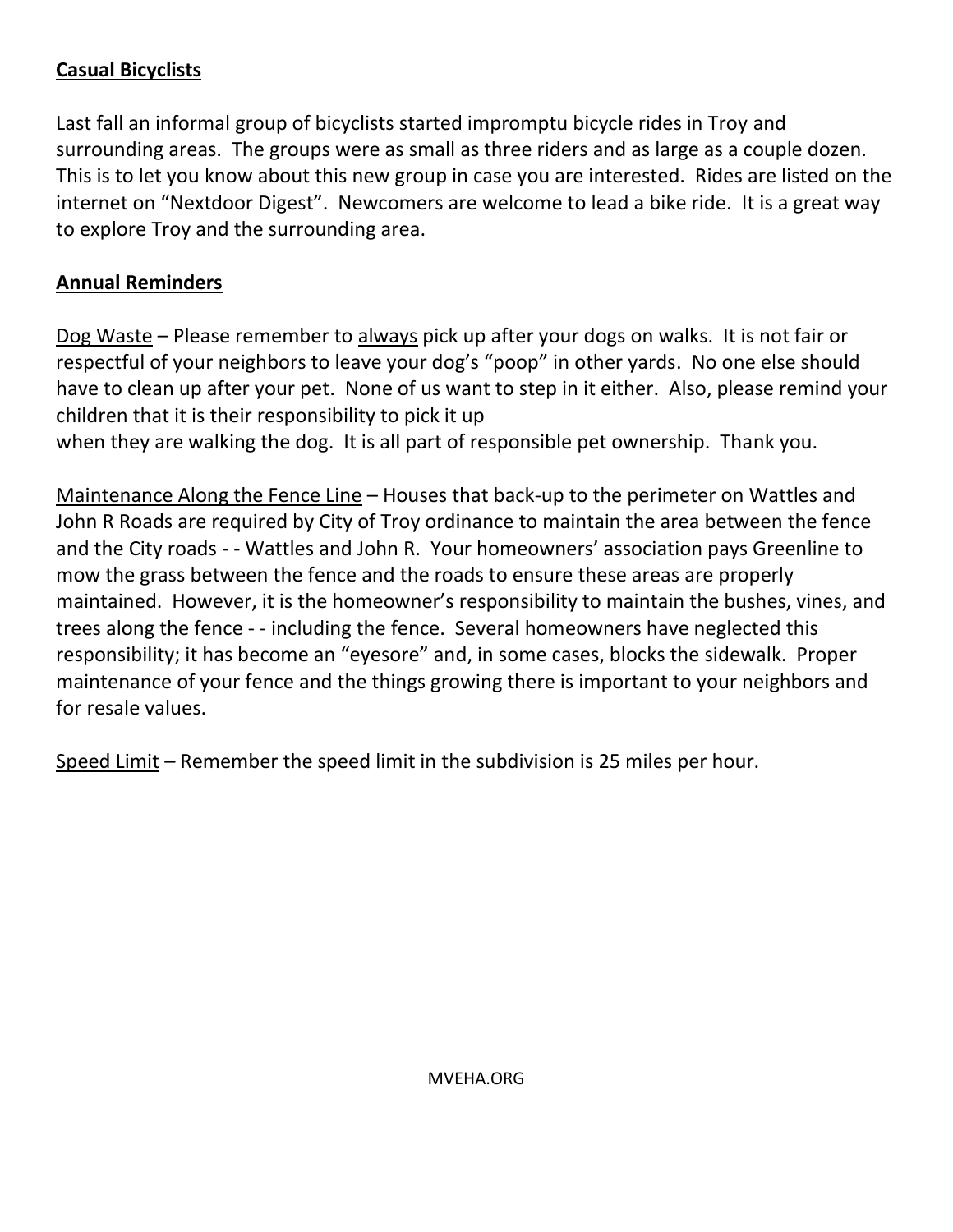**Casual Bicyclists**

Last fall an informal group of bicyclists started impromptu bicycle rides in Troy and surrounding areas. The groups were as small as three riders and as large as a couple dozen. This is to let you know about this new group in case you are interested. Rides are listed on the internet on "Nextdoor Digest". Newcomers are welcome to lead a bike ride. It is a great way to explore Troy and the surrounding area.

**Annual Reminders**

Dog Waste – Please remember to always pick up after your dogs on walks. It is not fair or respectful of your neighbors to leave your dog's "poop" in other yards. No one else should have to clean up after your pet. None of us want to step in it either. Also, please remind your children that it is their responsibility to pick it up when they are walking the dog. It is all part of responsible pet ownership. Thank you.

Maintenance Along the Fence Line – Houses that back-up to the perimeter on Wattles and John R Roads are required by City of Troy ordinance to maintain the area between the fence and the City roads - - Wattles and John R. Your homeowners' association pays Greenline to mow the grass between the fence and the roads to ensure these areas are properly maintained. However, it is the homeowner's responsibility to maintain the bushes, vines, and trees along the fence - - including the fence. Several homeowners have neglected this responsibility; it has become an "eyesore" and, in some cases, blocks the sidewalk. Proper maintenance of your fence and the things growing there is important to your neighbors and for resale values.

Speed Limit – Remember the speed limit in the subdivision is 25 miles per hour.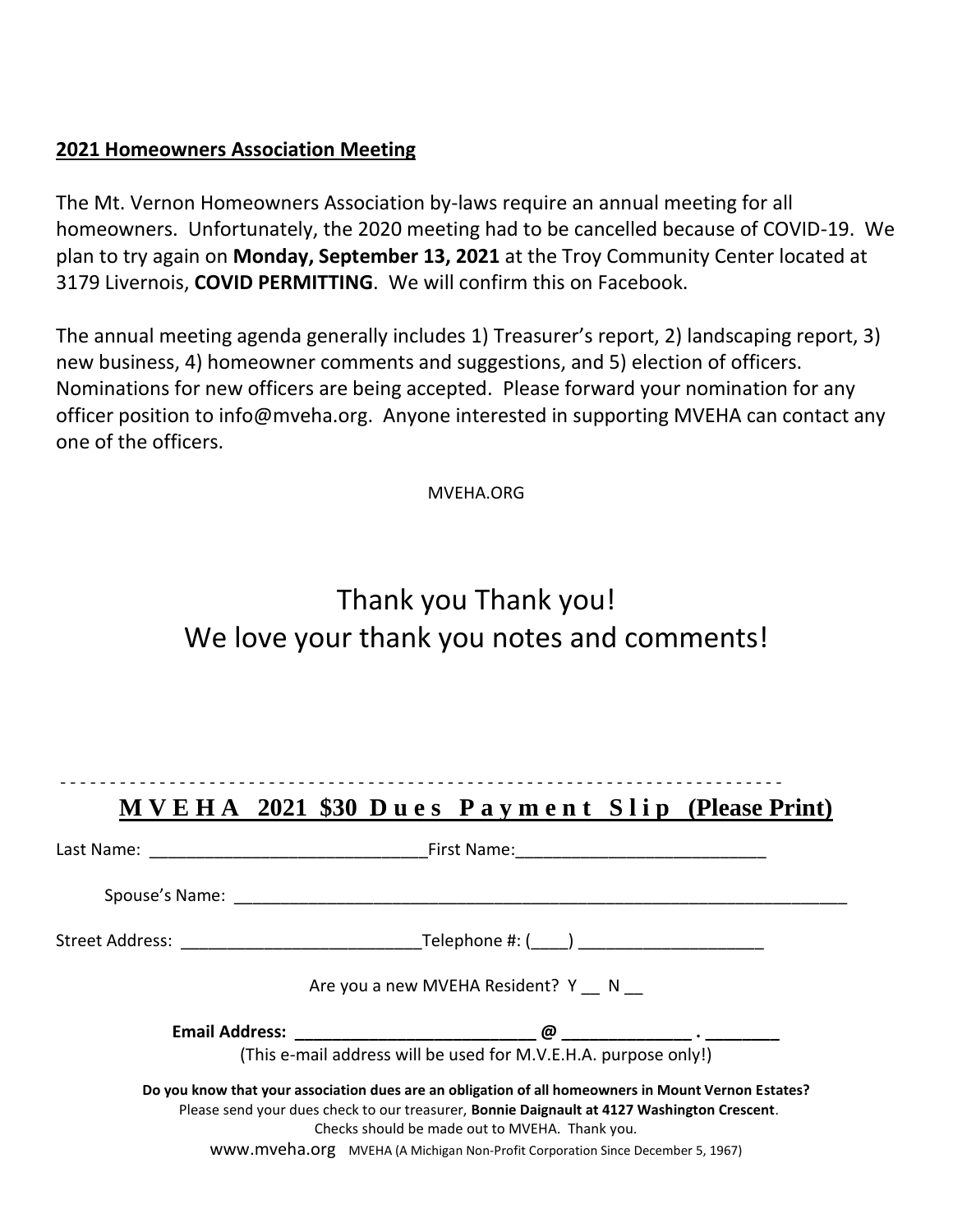**2021 Homeowners Association Meeting**

The Mt. Vernon Homeowners Association by-laws require an annual meeting for all homeowners. Unfortunately, the 2020 meeting had to be cancelled because of COVID-19. We plan to try again on **Monday, September 13, 2021** at the Troy Community Center located at 3179 Livernois, **COVID PERMITTING**. We will confirm this on Facebook.

The annual meeting agenda generally includes 1) Treasurer's report, 2) landscaping report, 3) new business, 4) homeowner comments and suggestions, and 5) election of officers. Nominations for new officers are being accepted. Please forward your nomination for any officer position to info@mveha.org. Anyone interested in supporting MVEHA can contact any one of the officers.

MVEHA.ORG

Thank you Thank you!
We love your thank you notes and comments!

- - - - - - - - - - - - - - - - - - - - - - - - - - - - - - - - - - - - - - - - - - - - - - - - - - - - - - - - - - - - - - - - - - - - - - - -

**MVEHA 2021 $30 Dues Payment Slip (Please Print)**

Last Name: ______________________________First Name:___________________________

Spouse's Name: ____________________________________________________________________

Street Address: __________________________Telephone #: (____) ____________________

Are you a new MVEHA Resident? Y __ N __

**Email Address: __________________________ @ ______________ . ________**

(This e-mail address will be used for M.V.E.H.A. purpose only!)

**Do you know that your association dues are an obligation of all homeowners in Mount Vernon Estates?**

Please send your dues check to our treasurer, **Bonnie Daignault at 4127 Washington Crescent**.

Checks should be made out to MVEHA. Thank you.

www.mveha.org MVEHA (A Michigan Non-Profit Corporation Since December 5, 1967)